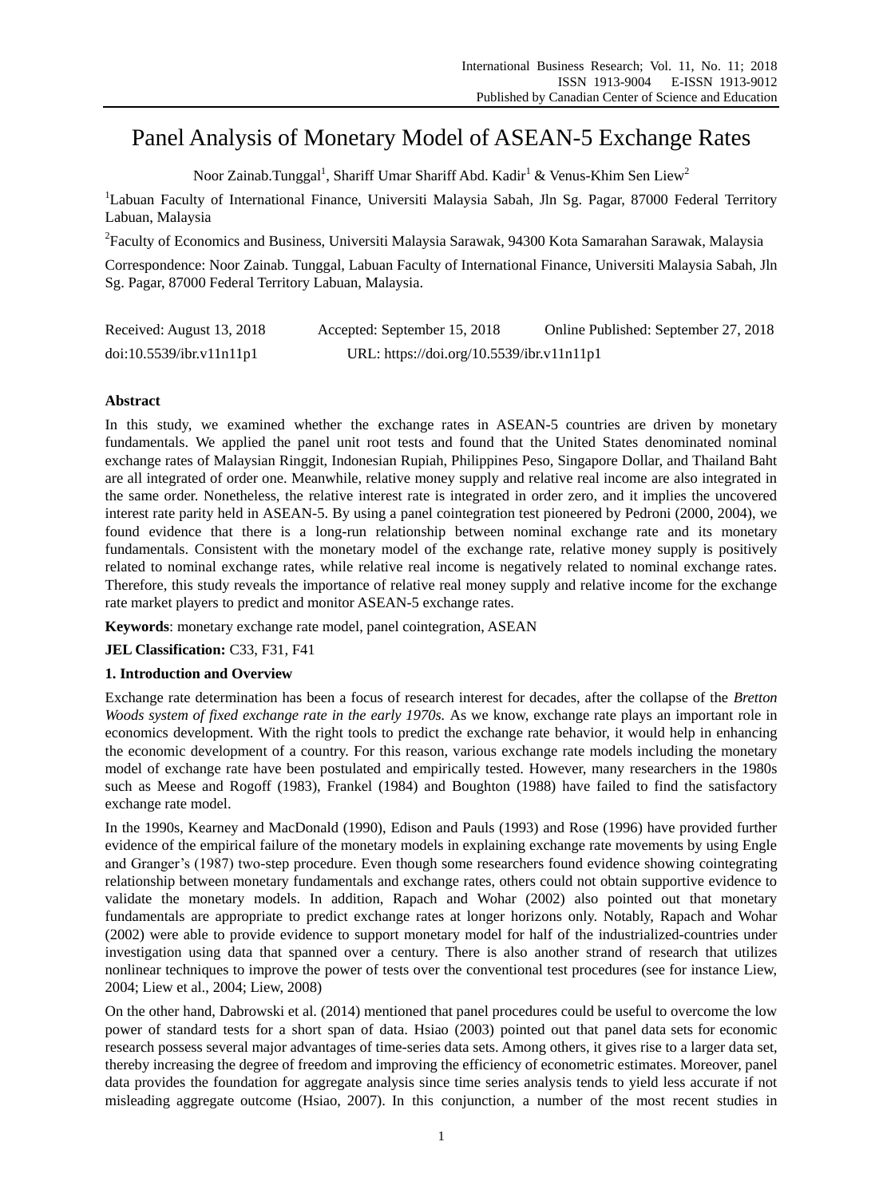# Panel Analysis of Monetary Model of ASEAN-5 Exchange Rates

Noor Zainab.Tunggal[1], Shariff Umar Shariff Abd. Kadir[1] & Venus-Khim Sen Liew[2]

[1]Labuan Faculty of International Finance, Universiti Malaysia Sabah, Jln Sg. Pagar, 87000 Federal Territory Labuan, Malaysia

[2]Faculty of Economics and Business, Universiti Malaysia Sarawak, 94300 Kota Samarahan Sarawak, Malaysia

Correspondence: Noor Zainab. Tunggal, Labuan Faculty of International Finance, Universiti Malaysia Sabah, Jln Sg. Pagar, 87000 Federal Territory Labuan, Malaysia.

Received: August 13, 2018 Accepted: September 15, 2018 Online Published: September 27, 2018

doi:10.5539/ibr.v11n11p1 URL: https://doi.org/10.5539/ibr.v11n11p1

## Abstract

In this study, we examined whether the exchange rates in ASEAN-5 countries are driven by monetary fundamentals. We applied the panel unit root tests and found that the United States denominated nominal exchange rates of Malaysian Ringgit, Indonesian Rupiah, Philippines Peso, Singapore Dollar, and Thailand Baht are all integrated of order one. Meanwhile, relative money supply and relative real income are also integrated in the same order. Nonetheless, the relative interest rate is integrated in order zero, and it implies the uncovered interest rate parity held in ASEAN-5. By using a panel cointegration test pioneered by Pedroni (2000, 2004), we found evidence that there is a long-run relationship between nominal exchange rate and its monetary fundamentals. Consistent with the monetary model of the exchange rate, relative money supply is positively related to nominal exchange rates, while relative real income is negatively related to nominal exchange rates. Therefore, this study reveals the importance of relative real money supply and relative income for the exchange rate market players to predict and monitor ASEAN-5 exchange rates.

**Keywords**: monetary exchange rate model, panel cointegration, ASEAN

**JEL Classification:** C33, F31, F41

## 1. Introduction and Overview

Exchange rate determination has been a focus of research interest for decades, after the collapse of the *Bretton Woods system of fixed exchange rate in the early 1970s.* As we know, exchange rate plays an important role in economics development. With the right tools to predict the exchange rate behavior, it would help in enhancing the economic development of a country. For this reason, various exchange rate models including the monetary model of exchange rate have been postulated and empirically tested. However, many researchers in the 1980s such as Meese and Rogoff (1983), Frankel (1984) and Boughton (1988) have failed to find the satisfactory exchange rate model.

In the 1990s, Kearney and MacDonald (1990), Edison and Pauls (1993) and Rose (1996) have provided further evidence of the empirical failure of the monetary models in explaining exchange rate movements by using Engle and Granger's (1987) two-step procedure. Even though some researchers found evidence showing cointegrating relationship between monetary fundamentals and exchange rates, others could not obtain supportive evidence to validate the monetary models. In addition, Rapach and Wohar (2002) also pointed out that monetary fundamentals are appropriate to predict exchange rates at longer horizons only. Notably, Rapach and Wohar (2002) were able to provide evidence to support monetary model for half of the industrialized-countries under investigation using data that spanned over a century. There is also another strand of research that utilizes nonlinear techniques to improve the power of tests over the conventional test procedures (see for instance Liew, 2004; Liew et al., 2004; Liew, 2008)

On the other hand, Dabrowski et al. (2014) mentioned that panel procedures could be useful to overcome the low power of standard tests for a short span of data. Hsiao (2003) pointed out that panel data sets for economic research possess several major advantages of time-series data sets. Among others, it gives rise to a larger data set, thereby increasing the degree of freedom and improving the efficiency of econometric estimates. Moreover, panel data provides the foundation for aggregate analysis since time series analysis tends to yield less accurate if not misleading aggregate outcome (Hsiao, 2007). In this conjunction, a number of the most recent studies in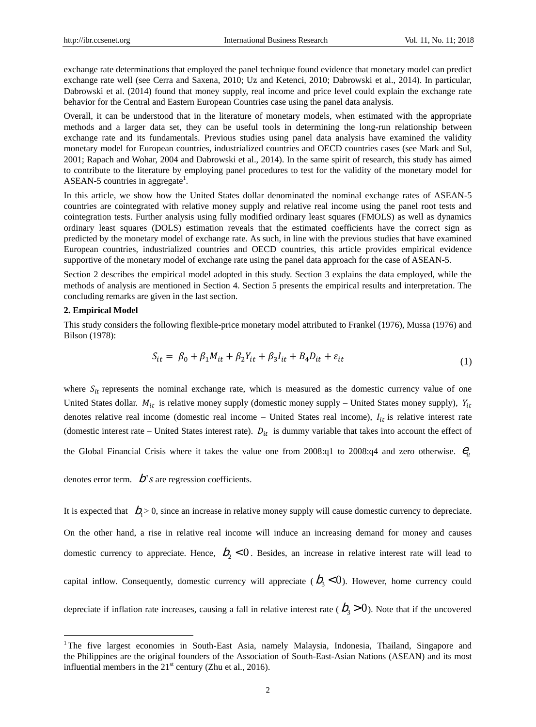exchange rate determinations that employed the panel technique found evidence that monetary model can predict exchange rate well (see Cerra and Saxena, 2010; Uz and Ketenci, 2010; Dabrowski et al., 2014). In particular, Dabrowski et al. (2014) found that money supply, real income and price level could explain the exchange rate behavior for the Central and Eastern European Countries case using the panel data analysis.

Overall, it can be understood that in the literature of monetary models, when estimated with the appropriate methods and a larger data set, they can be useful tools in determining the long-run relationship between exchange rate and its fundamentals. Previous studies using panel data analysis have examined the validity monetary model for European countries, industrialized countries and OECD countries cases (see Mark and Sul, 2001; Rapach and Wohar, 2004 and Dabrowski et al., 2014). In the same spirit of research, this study has aimed to contribute to the literature by employing panel procedures to test for the validity of the monetary model for ASEAN-5 countries in aggregate[1].

In this article, we show how the United States dollar denominated the nominal exchange rates of ASEAN-5 countries are cointegrated with relative money supply and relative real income using the panel root tests and cointegration tests. Further analysis using fully modified ordinary least squares (FMOLS) as well as dynamics ordinary least squares (DOLS) estimation reveals that the estimated coefficients have the correct sign as predicted by the monetary model of exchange rate. As such, in line with the previous studies that have examined European countries, industrialized countries and OECD countries, this article provides empirical evidence supportive of the monetary model of exchange rate using the panel data approach for the case of ASEAN-5.

Section 2 describes the empirical model adopted in this study. Section 3 explains the data employed, while the methods of analysis are mentioned in Section 4. Section 5 presents the empirical results and interpretation. The concluding remarks are given in the last section.

## 2. Empirical Model

This study considers the following flexible-price monetary model attributed to Frankel (1976), Mussa (1976) and Bilson (1978):

$$S_{it} = \beta_0 + \beta_1 M_{it} + \beta_2 Y_{it} + \beta_3 I_{it} + B_4 D_{it} + \varepsilon_{it} \tag{1}$$

where $S_{it}$ represents the nominal exchange rate, which is measured as the domestic currency value of one United States dollar. $M_{it}$ is relative money supply (domestic money supply – United States money supply), $Y_{it}$ denotes relative real income (domestic real income – United States real income), $I_{it}$ is relative interest rate (domestic interest rate – United States interest rate). $D_{it}$ is dummy variable that takes into account the effect of the Global Financial Crisis where it takes the value one from 2008:q1 to 2008:q4 and zero otherwise. $e_{it}$ denotes error term. $b's$ are regression coefficients.

It is expected that $b_1 > 0$, since an increase in relative money supply will cause domestic currency to depreciate. On the other hand, a rise in relative real income will induce an increasing demand for money and causes domestic currency to appreciate. Hence, $b_2 < 0$. Besides, an increase in relative interest rate will lead to capital inflow. Consequently, domestic currency will appreciate ($b_3 < 0$). However, home currency could depreciate if inflation rate increases, causing a fall in relative interest rate ($b_3 > 0$). Note that if the uncovered

[1] The five largest economies in South-East Asia, namely Malaysia, Indonesia, Thailand, Singapore and the Philippines are the original founders of the Association of South-East-Asian Nations (ASEAN) and its most influential members in the 21st century (Zhu et al., 2016).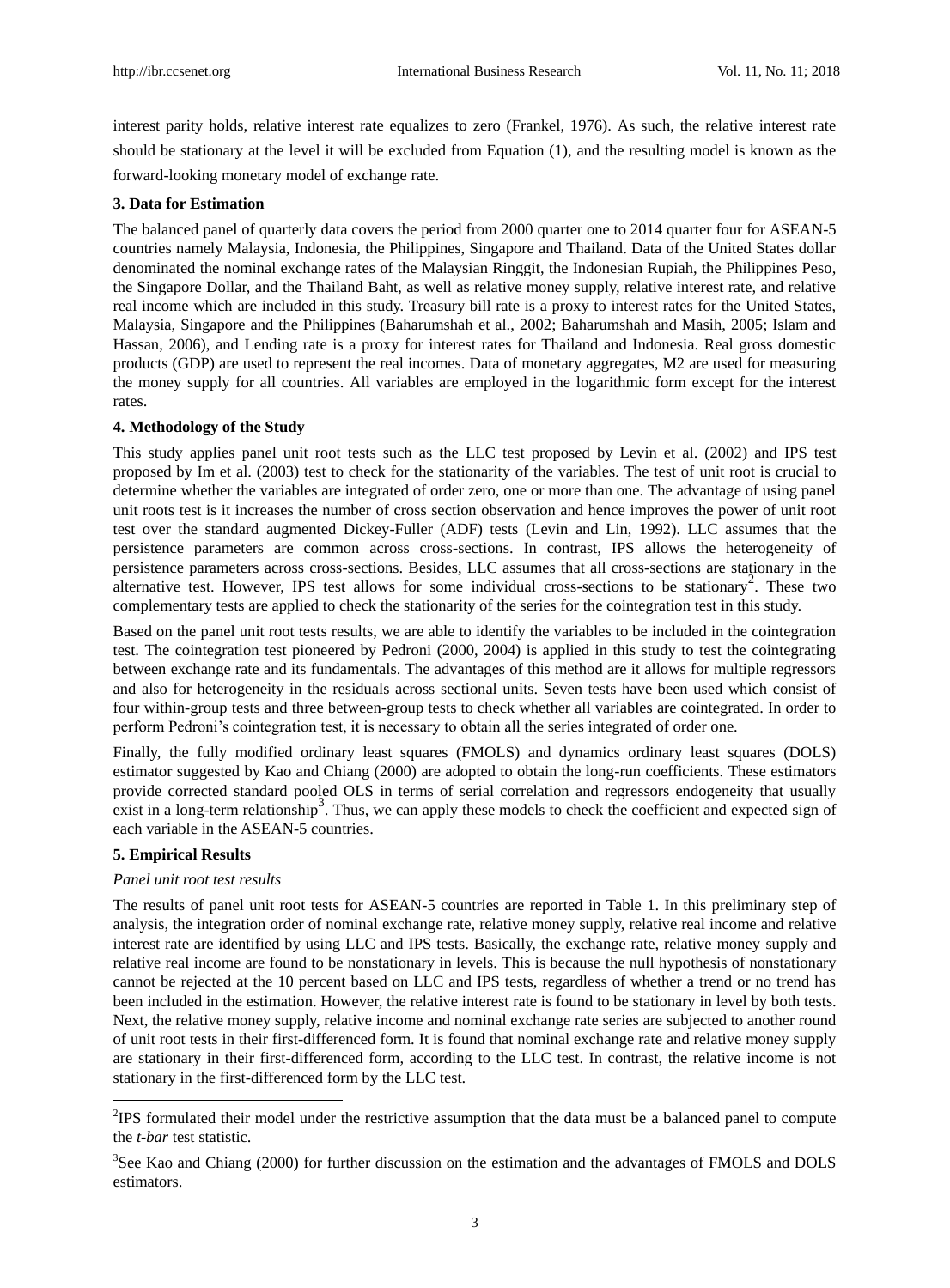interest parity holds, relative interest rate equalizes to zero (Frankel, 1976). As such, the relative interest rate should be stationary at the level it will be excluded from Equation (1), and the resulting model is known as the forward-looking monetary model of exchange rate.

## 3. Data for Estimation

The balanced panel of quarterly data covers the period from 2000 quarter one to 2014 quarter four for ASEAN-5 countries namely Malaysia, Indonesia, the Philippines, Singapore and Thailand. Data of the United States dollar denominated the nominal exchange rates of the Malaysian Ringgit, the Indonesian Rupiah, the Philippines Peso, the Singapore Dollar, and the Thailand Baht, as well as relative money supply, relative interest rate, and relative real income which are included in this study. Treasury bill rate is a proxy to interest rates for the United States, Malaysia, Singapore and the Philippines (Baharumshah et al., 2002; Baharumshah and Masih, 2005; Islam and Hassan, 2006), and Lending rate is a proxy for interest rates for Thailand and Indonesia. Real gross domestic products (GDP) are used to represent the real incomes. Data of monetary aggregates, M2 are used for measuring the money supply for all countries. All variables are employed in the logarithmic form except for the interest rates.

## 4. Methodology of the Study

This study applies panel unit root tests such as the LLC test proposed by Levin et al. (2002) and IPS test proposed by Im et al. (2003) test to check for the stationarity of the variables. The test of unit root is crucial to determine whether the variables are integrated of order zero, one or more than one. The advantage of using panel unit roots test is it increases the number of cross section observation and hence improves the power of unit root test over the standard augmented Dickey-Fuller (ADF) tests (Levin and Lin, 1992). LLC assumes that the persistence parameters are common across cross-sections. In contrast, IPS allows the heterogeneity of persistence parameters across cross-sections. Besides, LLC assumes that all cross-sections are stationary in the alternative test. However, IPS test allows for some individual cross-sections to be stationary[2]. These two complementary tests are applied to check the stationarity of the series for the cointegration test in this study.

Based on the panel unit root tests results, we are able to identify the variables to be included in the cointegration test. The cointegration test pioneered by Pedroni (2000, 2004) is applied in this study to test the cointegrating between exchange rate and its fundamentals. The advantages of this method are it allows for multiple regressors and also for heterogeneity in the residuals across sectional units. Seven tests have been used which consist of four within-group tests and three between-group tests to check whether all variables are cointegrated. In order to perform Pedroni's cointegration test, it is necessary to obtain all the series integrated of order one.

Finally, the fully modified ordinary least squares (FMOLS) and dynamics ordinary least squares (DOLS) estimator suggested by Kao and Chiang (2000) are adopted to obtain the long-run coefficients. These estimators provide corrected standard pooled OLS in terms of serial correlation and regressors endogeneity that usually exist in a long-term relationship[3]. Thus, we can apply these models to check the coefficient and expected sign of each variable in the ASEAN-5 countries.

## 5. Empirical Results

*Panel unit root test results*

The results of panel unit root tests for ASEAN-5 countries are reported in Table 1. In this preliminary step of analysis, the integration order of nominal exchange rate, relative money supply, relative real income and relative interest rate are identified by using LLC and IPS tests. Basically, the exchange rate, relative money supply and relative real income are found to be nonstationary in levels. This is because the null hypothesis of nonstationary cannot be rejected at the 10 percent based on LLC and IPS tests, regardless of whether a trend or no trend has been included in the estimation. However, the relative interest rate is found to be stationary in level by both tests. Next, the relative money supply, relative income and nominal exchange rate series are subjected to another round of unit root tests in their first-differenced form. It is found that nominal exchange rate and relative money supply are stationary in their first-differenced form, according to the LLC test. In contrast, the relative income is not stationary in the first-differenced form by the LLC test.

---

[2]IPS formulated their model under the restrictive assumption that the data must be a balanced panel to compute the *t-bar* test statistic.

[3]See Kao and Chiang (2000) for further discussion on the estimation and the advantages of FMOLS and DOLS estimators.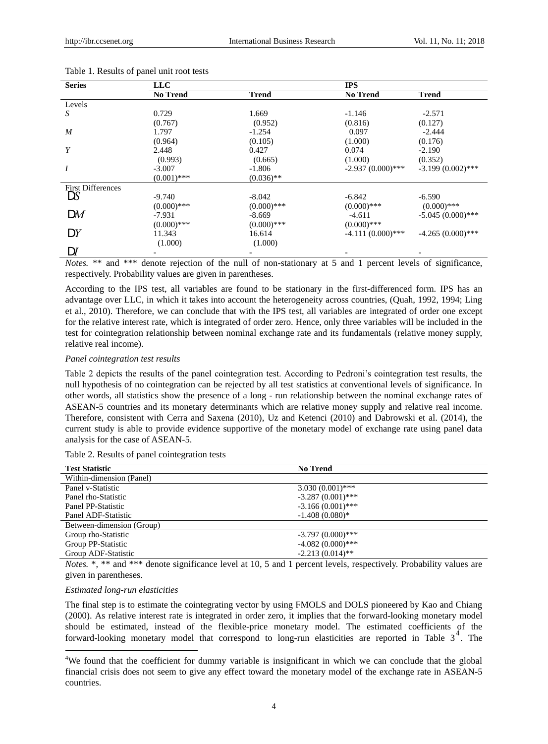Table 1. Results of panel unit root tests

| Series | LLC | | IPS | |
|---|---|---|---|---|
| | No Trend | Trend | No Trend | Trend |
| Levels | | | | |
| *S* | 0.729 | 1.669 | -1.146 | -2.571 |
| | (0.767) | (0.952) | (0.816) | (0.127) |
| *M* | 1.797 | -1.254 | 0.097 | -2.444 |
| | (0.964) | (0.105) | (1.000) | (0.176) |
| *Y* | 2.448 | 0.427 | 0.074 | -2.190 |
| | (0.993) | (0.665) | (1.000) | (0.352) |
| *I* | -3.007 | -1.806 | -2.937 (0.000)*** | -3.199 (0.002)*** |
| | (0.001)*** | (0.036)** | | |
| First Differences | | | | |
| $\Delta S$ | -9.740 | -8.042 | -6.842 | -6.590 |
| | (0.000)*** | (0.000)*** | (0.000)*** | (0.000)*** |
| $\Delta M$ | -7.931 | -8.669 | -4.611 | -5.045 (0.000)*** |
| | (0.000)*** | (0.000)*** | (0.000)*** | |
| $\Delta Y$ | 11.343 | 16.614 | -4.111 (0.000)*** | -4.265 (0.000)*** |
| | (1.000) | (1.000) | | |
| $\Delta I$ | - | - | - | - |

*Notes.* ** and *** denote rejection of the null of non-stationary at 5 and 1 percent levels of significance, respectively. Probability values are given in parentheses.

According to the IPS test, all variables are found to be stationary in the first-differenced form. IPS has an advantage over LLC, in which it takes into account the heterogeneity across countries, (Quah, 1992, 1994; Ling et al., 2010). Therefore, we can conclude that with the IPS test, all variables are integrated of order one except for the relative interest rate, which is integrated of order zero. Hence, only three variables will be included in the test for cointegration relationship between nominal exchange rate and its fundamentals (relative money supply, relative real income).

*Panel cointegration test results*

Table 2 depicts the results of the panel cointegration test. According to Pedroni's cointegration test results, the null hypothesis of no cointegration can be rejected by all test statistics at conventional levels of significance. In other words, all statistics show the presence of a long - run relationship between the nominal exchange rates of ASEAN-5 countries and its monetary determinants which are relative money supply and relative real income. Therefore, consistent with Cerra and Saxena (2010), Uz and Ketenci (2010) and Dabrowski et al. (2014), the current study is able to provide evidence supportive of the monetary model of exchange rate using panel data analysis for the case of ASEAN-5.

Table 2. Results of panel cointegration tests

| Test Statistic | No Trend |
|---|---|
| Within-dimension (Panel) | |
| Panel v-Statistic | 3.030 (0.001)*** |
| Panel rho-Statistic | -3.287 (0.001)*** |
| Panel PP-Statistic | -3.166 (0.001)*** |
| Panel ADF-Statistic | -1.408 (0.080)* |
| Between-dimension (Group) | |
| Group rho-Statistic | -3.797 (0.000)*** |
| Group PP-Statistic | -4.082 (0.000)*** |
| Group ADF-Statistic | -2.213 (0.014)** |

*Notes.* *, ** and *** denote significance level at 10, 5 and 1 percent levels, respectively. Probability values are given in parentheses.

*Estimated long-run elasticities*

The final step is to estimate the cointegrating vector by using FMOLS and DOLS pioneered by Kao and Chiang (2000). As relative interest rate is integrated in order zero, it implies that the forward-looking monetary model should be estimated, instead of the flexible-price monetary model. The estimated coefficients of the forward-looking monetary model that correspond to long-run elasticities are reported in Table 3[4]. The

[4]We found that the coefficient for dummy variable is insignificant in which we can conclude that the global financial crisis does not seem to give any effect toward the monetary model of the exchange rate in ASEAN-5 countries.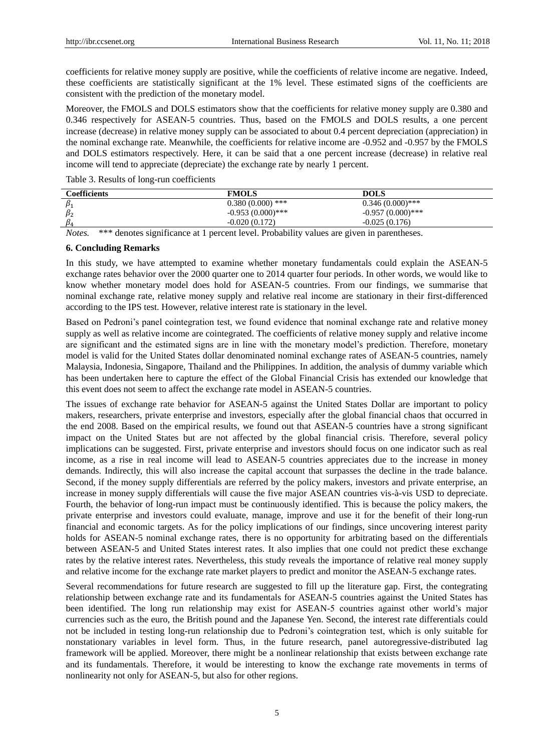coefficients for relative money supply are positive, while the coefficients of relative income are negative. Indeed, these coefficients are statistically significant at the 1% level. These estimated signs of the coefficients are consistent with the prediction of the monetary model.

Moreover, the FMOLS and DOLS estimators show that the coefficients for relative money supply are 0.380 and 0.346 respectively for ASEAN-5 countries. Thus, based on the FMOLS and DOLS results, a one percent increase (decrease) in relative money supply can be associated to about 0.4 percent depreciation (appreciation) in the nominal exchange rate. Meanwhile, the coefficients for relative income are -0.952 and -0.957 by the FMOLS and DOLS estimators respectively. Here, it can be said that a one percent increase (decrease) in relative real income will tend to appreciate (depreciate) the exchange rate by nearly 1 percent.

Table 3. Results of long-run coefficients

| Coefficients | FMOLS | DOLS |
|---|---|---|
| $\beta_1$ | 0.380 (0.000) *** | 0.346 (0.000)*** |
| $\beta_2$ | -0.953 (0.000)*** | -0.957 (0.000)*** |
| $\beta_4$ | -0.020 (0.172) | -0.025 (0.176) |

*Notes.* *** denotes significance at 1 percent level. Probability values are given in parentheses.

## 6. Concluding Remarks

In this study, we have attempted to examine whether monetary fundamentals could explain the ASEAN-5 exchange rates behavior over the 2000 quarter one to 2014 quarter four periods. In other words, we would like to know whether monetary model does hold for ASEAN-5 countries. From our findings, we summarise that nominal exchange rate, relative money supply and relative real income are stationary in their first-differenced according to the IPS test. However, relative interest rate is stationary in the level.

Based on Pedroni's panel cointegration test, we found evidence that nominal exchange rate and relative money supply as well as relative income are cointegrated. The coefficients of relative money supply and relative income are significant and the estimated signs are in line with the monetary model's prediction. Therefore, monetary model is valid for the United States dollar denominated nominal exchange rates of ASEAN-5 countries, namely Malaysia, Indonesia, Singapore, Thailand and the Philippines. In addition, the analysis of dummy variable which has been undertaken here to capture the effect of the Global Financial Crisis has extended our knowledge that this event does not seem to affect the exchange rate model in ASEAN-5 countries.

The issues of exchange rate behavior for ASEAN-5 against the United States Dollar are important to policy makers, researchers, private enterprise and investors, especially after the global financial chaos that occurred in the end 2008. Based on the empirical results, we found out that ASEAN-5 countries have a strong significant impact on the United States but are not affected by the global financial crisis. Therefore, several policy implications can be suggested. First, private enterprise and investors should focus on one indicator such as real income, as a rise in real income will lead to ASEAN-5 countries appreciates due to the increase in money demands. Indirectly, this will also increase the capital account that surpasses the decline in the trade balance. Second, if the money supply differentials are referred by the policy makers, investors and private enterprise, an increase in money supply differentials will cause the five major ASEAN countries vis-à-vis USD to depreciate. Fourth, the behavior of long-run impact must be continuously identified. This is because the policy makers, the private enterprise and investors could evaluate, manage, improve and use it for the benefit of their long-run financial and economic targets. As for the policy implications of our findings, since uncovering interest parity holds for ASEAN-5 nominal exchange rates, there is no opportunity for arbitrating based on the differentials between ASEAN-5 and United States interest rates. It also implies that one could not predict these exchange rates by the relative interest rates. Nevertheless, this study reveals the importance of relative real money supply and relative income for the exchange rate market players to predict and monitor the ASEAN-5 exchange rates.

Several recommendations for future research are suggested to fill up the literature gap. First, the contegrating relationship between exchange rate and its fundamentals for ASEAN-5 countries against the United States has been identified. The long run relationship may exist for ASEAN-5 countries against other world's major currencies such as the euro, the British pound and the Japanese Yen. Second, the interest rate differentials could not be included in testing long-run relationship due to Pedroni's cointegration test, which is only suitable for nonstationary variables in level form. Thus, in the future research, panel autoregressive-distributed lag framework will be applied. Moreover, there might be a nonlinear relationship that exists between exchange rate and its fundamentals. Therefore, it would be interesting to know the exchange rate movements in terms of nonlinearity not only for ASEAN-5, but also for other regions.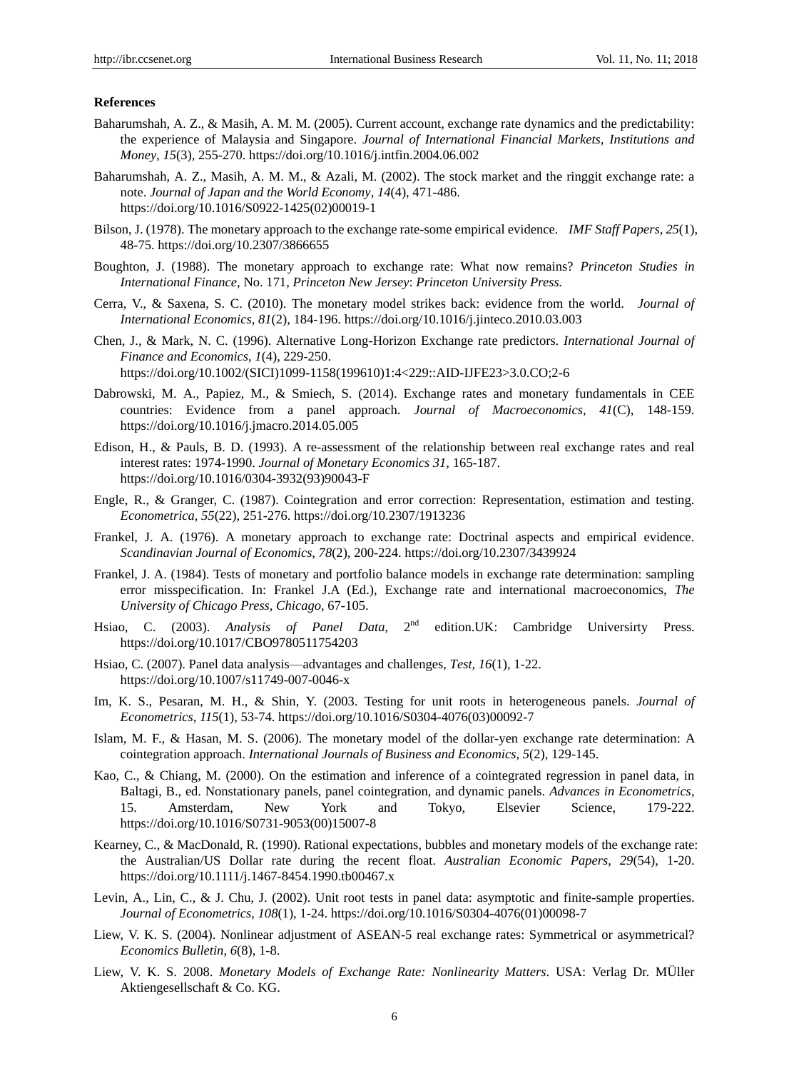**References**

Baharumshah, A. Z., & Masih, A. M. M. (2005). Current account, exchange rate dynamics and the predictability: the experience of Malaysia and Singapore. *Journal of International Financial Markets, Institutions and Money*, *15*(3), 255-270. https://doi.org/10.1016/j.intfin.2004.06.002

Baharumshah, A. Z., Masih, A. M. M., & Azali, M. (2002). The stock market and the ringgit exchange rate: a note. *Journal of Japan and the World Economy*, *14*(4), 471-486. https://doi.org/10.1016/S0922-1425(02)00019-1

Bilson, J. (1978). The monetary approach to the exchange rate-some empirical evidence. *IMF Staff Papers*, *25*(1), 48-75. https://doi.org/10.2307/3866655

Boughton, J. (1988). The monetary approach to exchange rate: What now remains? *Princeton Studies in International Finance*, No. 171, *Princeton New Jersey*: *Princeton University Press.*

Cerra, V., & Saxena, S. C. (2010). The monetary model strikes back: evidence from the world. *Journal of International Economics*, *81*(2), 184-196. https://doi.org/10.1016/j.jinteco.2010.03.003

Chen, J., & Mark, N. C. (1996). Alternative Long-Horizon Exchange rate predictors. *International Journal of Finance and Economics*, *1*(4), 229-250. https://doi.org/10.1002/(SICI)1099-1158(199610)1:4<229::AID-IJFE23>3.0.CO;2-6

Dabrowski, M. A., Papiez, M., & Smiech, S. (2014). Exchange rates and monetary fundamentals in CEE countries: Evidence from a panel approach. *Journal of Macroeconomics*, *41*(C), 148-159. https://doi.org/10.1016/j.jmacro.2014.05.005

Edison, H., & Pauls, B. D. (1993). A re-assessment of the relationship between real exchange rates and real interest rates: 1974-1990. *Journal of Monetary Economics 31*, 165-187. https://doi.org/10.1016/0304-3932(93)90043-F

Engle, R., & Granger, C. (1987). Cointegration and error correction: Representation, estimation and testing. *Econometrica*, *55*(22), 251-276. https://doi.org/10.2307/1913236

Frankel, J. A. (1976). A monetary approach to exchange rate: Doctrinal aspects and empirical evidence. *Scandinavian Journal of Economics*, *78*(2), 200-224. https://doi.org/10.2307/3439924

Frankel, J. A. (1984). Tests of monetary and portfolio balance models in exchange rate determination: sampling error misspecification. In: Frankel J.A (Ed.), Exchange rate and international macroeconomics, *The University of Chicago Press, Chicago*, 67-105.

Hsiao, C. (2003). *Analysis of Panel Data*, 2nd edition.UK: Cambridge Universirty Press. https://doi.org/10.1017/CBO9780511754203

Hsiao, C. (2007). Panel data analysis—advantages and challenges, *Test, 16*(1), 1-22. https://doi.org/10.1007/s11749-007-0046-x

Im, K. S., Pesaran, M. H., & Shin, Y. (2003. Testing for unit roots in heterogeneous panels. *Journal of Econometrics*, *115*(1), 53-74. https://doi.org/10.1016/S0304-4076(03)00092-7

Islam, M. F., & Hasan, M. S. (2006). The monetary model of the dollar-yen exchange rate determination: A cointegration approach. *International Journals of Business and Economics*, *5*(2), 129-145.

Kao, C., & Chiang, M. (2000). On the estimation and inference of a cointegrated regression in panel data, in Baltagi, B., ed. Nonstationary panels, panel cointegration, and dynamic panels. *Advances in Econometrics*, 15. Amsterdam, New York and Tokyo, Elsevier Science, 179-222. https://doi.org/10.1016/S0731-9053(00)15007-8

Kearney, C., & MacDonald, R. (1990). Rational expectations, bubbles and monetary models of the exchange rate: the Australian/US Dollar rate during the recent float. *Australian Economic Papers*, *29*(54), 1-20. https://doi.org/10.1111/j.1467-8454.1990.tb00467.x

Levin, A., Lin, C., & J. Chu, J. (2002). Unit root tests in panel data: asymptotic and finite-sample properties. *Journal of Econometrics*, *108*(1), 1-24. https://doi.org/10.1016/S0304-4076(01)00098-7

Liew, V. K. S. (2004). Nonlinear adjustment of ASEAN-5 real exchange rates: Symmetrical or asymmetrical? *Economics Bulletin, 6*(8), 1-8.

Liew, V. K. S. 2008. *Monetary Models of Exchange Rate: Nonlinearity Matters*. USA: Verlag Dr. MÜller Aktiengesellschaft & Co. KG.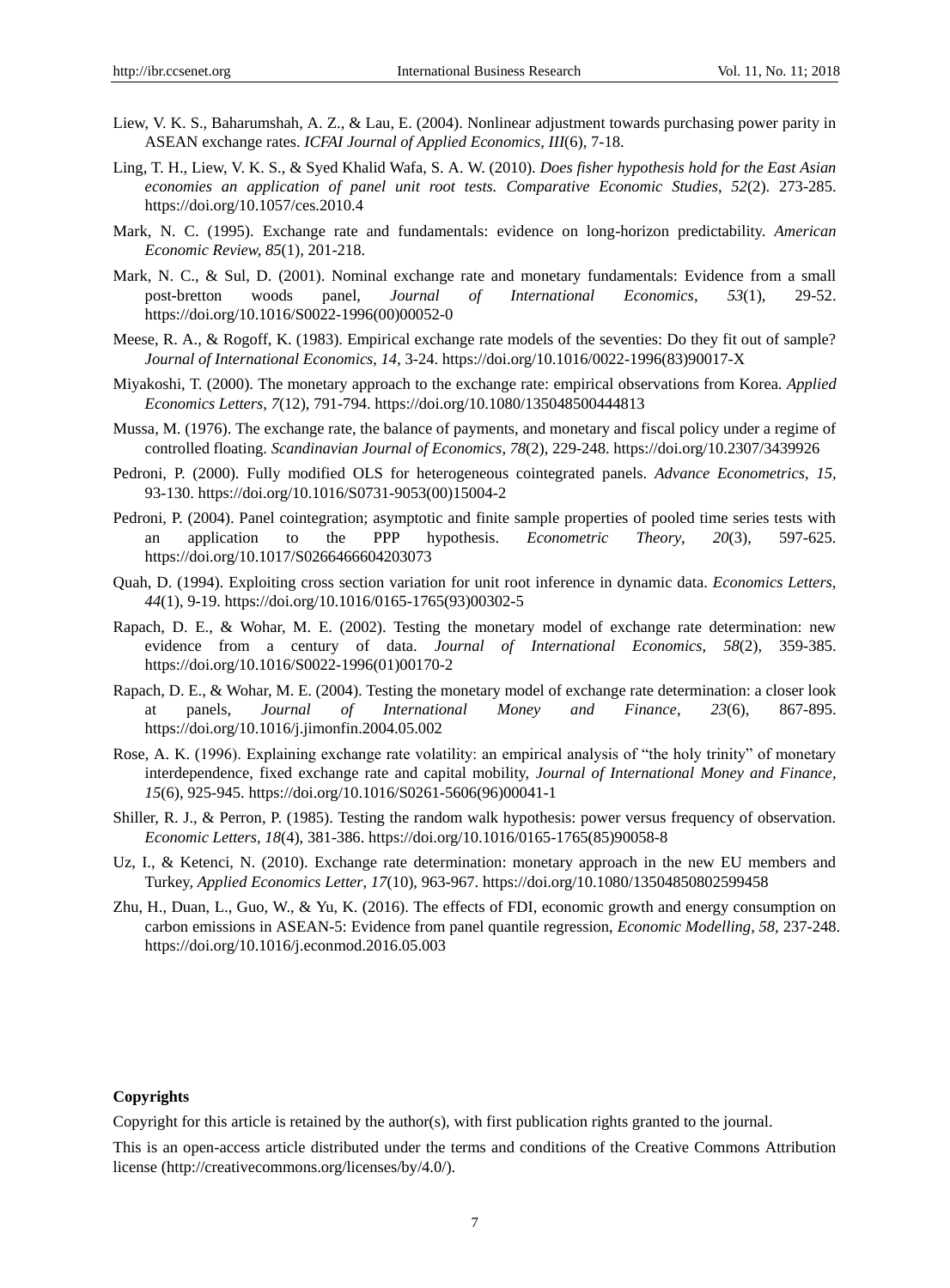Liew, V. K. S., Baharumshah, A. Z., & Lau, E. (2004). Nonlinear adjustment towards purchasing power parity in ASEAN exchange rates. *ICFAI Journal of Applied Economics, III*(6), 7-18.

Ling, T. H., Liew, V. K. S., & Syed Khalid Wafa, S. A. W. (2010). *Does fisher hypothesis hold for the East Asian economies an application of panel unit root tests. Comparative Economic Studies*, *52*(2). 273-285. https://doi.org/10.1057/ces.2010.4

Mark, N. C. (1995). Exchange rate and fundamentals: evidence on long-horizon predictability. *American Economic Review, 85*(1), 201-218.

Mark, N. C., & Sul, D. (2001). Nominal exchange rate and monetary fundamentals: Evidence from a small post-bretton woods panel, *Journal of International Economics*, *53*(1), 29-52. https://doi.org/10.1016/S0022-1996(00)00052-0

Meese, R. A., & Rogoff, K. (1983). Empirical exchange rate models of the seventies: Do they fit out of sample? *Journal of International Economics*, *14,* 3-24. https://doi.org/10.1016/0022-1996(83)90017-X

Miyakoshi, T. (2000). The monetary approach to the exchange rate: empirical observations from Korea. *Applied Economics Letters*, *7*(12), 791-794. https://doi.org/10.1080/135048500444813

Mussa, M. (1976). The exchange rate, the balance of payments, and monetary and fiscal policy under a regime of controlled floating. *Scandinavian Journal of Economics*, *78*(2), 229-248. https://doi.org/10.2307/3439926

Pedroni, P. (2000). Fully modified OLS for heterogeneous cointegrated panels. *Advance Econometrics*, *15*, 93-130. https://doi.org/10.1016/S0731-9053(00)15004-2

Pedroni, P. (2004). Panel cointegration; asymptotic and finite sample properties of pooled time series tests with an application to the PPP hypothesis. *Econometric Theory*, *20*(3), 597-625. https://doi.org/10.1017/S0266466604203073

Quah, D. (1994). Exploiting cross section variation for unit root inference in dynamic data. *Economics Letters*, *44*(1), 9-19. https://doi.org/10.1016/0165-1765(93)00302-5

Rapach, D. E., & Wohar, M. E. (2002). Testing the monetary model of exchange rate determination: new evidence from a century of data. *Journal of International Economics*, *58*(2), 359-385. https://doi.org/10.1016/S0022-1996(01)00170-2

Rapach, D. E., & Wohar, M. E. (2004). Testing the monetary model of exchange rate determination: a closer look at panels, *Journal of International Money and Finance*, *23*(6), 867-895. https://doi.org/10.1016/j.jimonfin.2004.05.002

Rose, A. K. (1996). Explaining exchange rate volatility: an empirical analysis of "the holy trinity" of monetary interdependence, fixed exchange rate and capital mobility, *Journal of International Money and Finance*, *15*(6), 925-945. https://doi.org/10.1016/S0261-5606(96)00041-1

Shiller, R. J., & Perron, P. (1985). Testing the random walk hypothesis: power versus frequency of observation. *Economic Letters*, *18*(4), 381-386. https://doi.org/10.1016/0165-1765(85)90058-8

Uz, I., & Ketenci, N. (2010). Exchange rate determination: monetary approach in the new EU members and Turkey, *Applied Economics Letter*, *17*(10), 963-967. https://doi.org/10.1080/13504850802599458

Zhu, H., Duan, L., Guo, W., & Yu, K. (2016). The effects of FDI, economic growth and energy consumption on carbon emissions in ASEAN-5: Evidence from panel quantile regression, *Economic Modelling, 58*, 237-248. https://doi.org/10.1016/j.econmod.2016.05.003

**Copyrights**

Copyright for this article is retained by the author(s), with first publication rights granted to the journal.

This is an open-access article distributed under the terms and conditions of the Creative Commons Attribution license (http://creativecommons.org/licenses/by/4.0/).